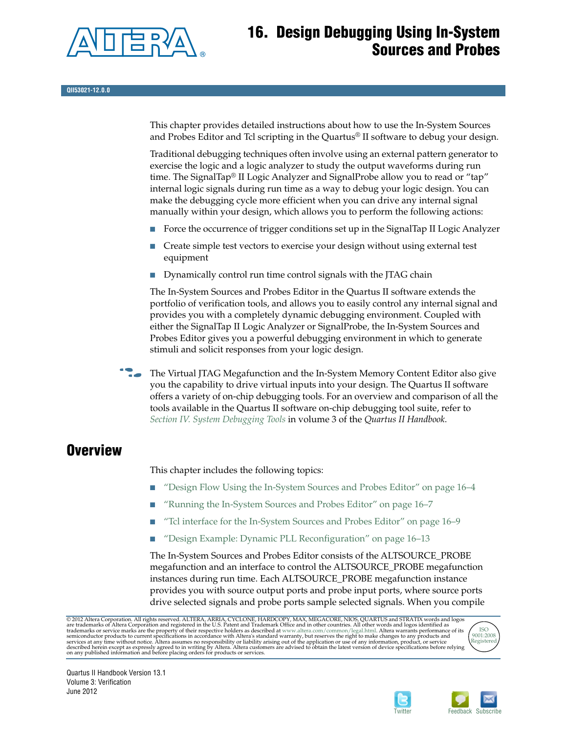# 16. Design Debugging Using In-System Sources and Probes

QII53021-12.0.0

This chapter provides detailed instructions about how to use the In-System Sources and Probes Editor and Tcl scripting in the Quartus® II software to debug your design.

Traditional debugging techniques often involve using an external pattern generator to exercise the logic and a logic analyzer to study the output waveforms during run time. The SignalTap® II Logic Analyzer and SignalProbe allow you to read or "tap" internal logic signals during run time as a way to debug your logic design. You can make the debugging cycle more efficient when you can drive any internal signal manually within your design, which allows you to perform the following actions:

- Force the occurrence of trigger conditions set up in the SignalTap II Logic Analyzer
- Create simple test vectors to exercise your design without using external test equipment
- Dynamically control run time control signals with the JTAG chain

The In-System Sources and Probes Editor in the Quartus II software extends the portfolio of verification tools, and allows you to easily control any internal signal and provides you with a completely dynamic debugging environment. Coupled with either the SignalTap II Logic Analyzer or SignalProbe, the In-System Sources and Probes Editor gives you a powerful debugging environment in which to generate stimuli and solicit responses from your logic design.

The Virtual JTAG Megafunction and the In-System Memory Content Editor also give you the capability to drive virtual inputs into your design. The Quartus II software offers a variety of on-chip debugging tools. For an overview and comparison of all the tools available in the Quartus II software on-chip debugging tool suite, refer to *Section IV. System Debugging Tools* in volume 3 of the *Quartus II Handbook*.

## Overview

This chapter includes the following topics:

- "Design Flow Using the In-System Sources and Probes Editor" on page 16–4
- "Running the In-System Sources and Probes Editor" on page 16–7
- "Tcl interface for the In-System Sources and Probes Editor" on page 16–9
- "Design Example: Dynamic PLL Reconfiguration" on page 16–13

The In-System Sources and Probes Editor consists of the ALTSOURCE_PROBE megafunction and an interface to control the ALTSOURCE_PROBE megafunction instances during run time. Each ALTSOURCE_PROBE megafunction instance provides you with source output ports and probe input ports, where source ports drive selected signals and probe ports sample selected signals. When you compile

© 2012 Altera Corporation. All rights reserved. ALTERA, ARRIA, CYCLONE, HARDCOPY, MAX, MEGACORE, NIOS, QUARTUS and STRATIX words and logos are trademarks of Altera Corporation and registered in the U.S. Patent and Trademark Office and in other countries. All other words and logos identified as trademarks or service marks are the property of their respective holders as described at www.altera.com/common/legal.html. Altera warrants performance of its semiconductor products to current specifications in accordance with Altera's standard warranty, but reserves the right to make changes to any products and services at any time without notice. Altera assumes no responsibility or liability arising out of the application or use of any information, product, or service described herein except as expressly agreed to in writing by Altera. Altera customers are advised to obtain the latest version of device specifications before relying on any published information and before placing orders for products or services.

ISO 9001:2008 Registered

Quartus II Handbook Version 13.1
Volume 3: Verification
June 2012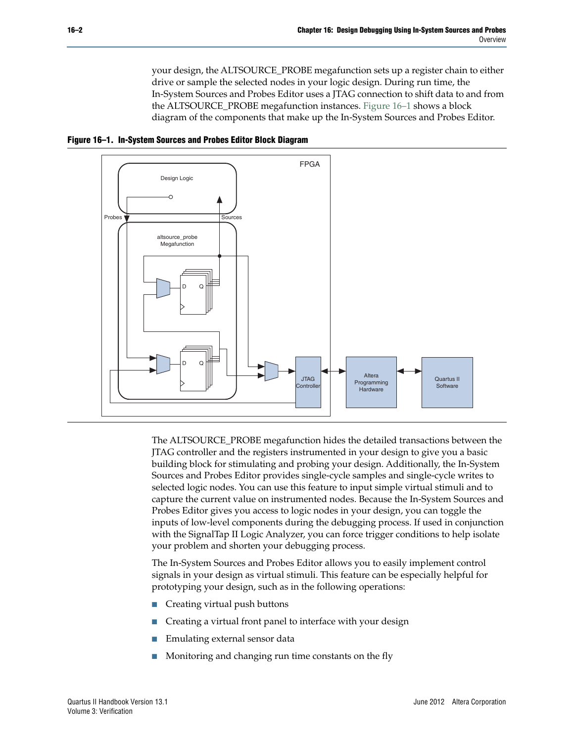your design, the ALTSOURCE_PROBE megafunction sets up a register chain to either drive or sample the selected nodes in your logic design. During run time, the In-System Sources and Probes Editor uses a JTAG connection to shift data to and from the ALTSOURCE_PROBE megafunction instances. Figure 16–1 shows a block diagram of the components that make up the In-System Sources and Probes Editor.

**Figure 16–1. In-System Sources and Probes Editor Block Diagram**

The ALTSOURCE_PROBE megafunction hides the detailed transactions between the JTAG controller and the registers instrumented in your design to give you a basic building block for stimulating and probing your design. Additionally, the In-System Sources and Probes Editor provides single-cycle samples and single-cycle writes to selected logic nodes. You can use this feature to input simple virtual stimuli and to capture the current value on instrumented nodes. Because the In-System Sources and Probes Editor gives you access to logic nodes in your design, you can toggle the inputs of low-level components during the debugging process. If used in conjunction with the SignalTap II Logic Analyzer, you can force trigger conditions to help isolate your problem and shorten your debugging process.

The In-System Sources and Probes Editor allows you to easily implement control signals in your design as virtual stimuli. This feature can be especially helpful for prototyping your design, such as in the following operations:

- Creating virtual push buttons
- Creating a virtual front panel to interface with your design
- Emulating external sensor data
- Monitoring and changing run time constants on the fly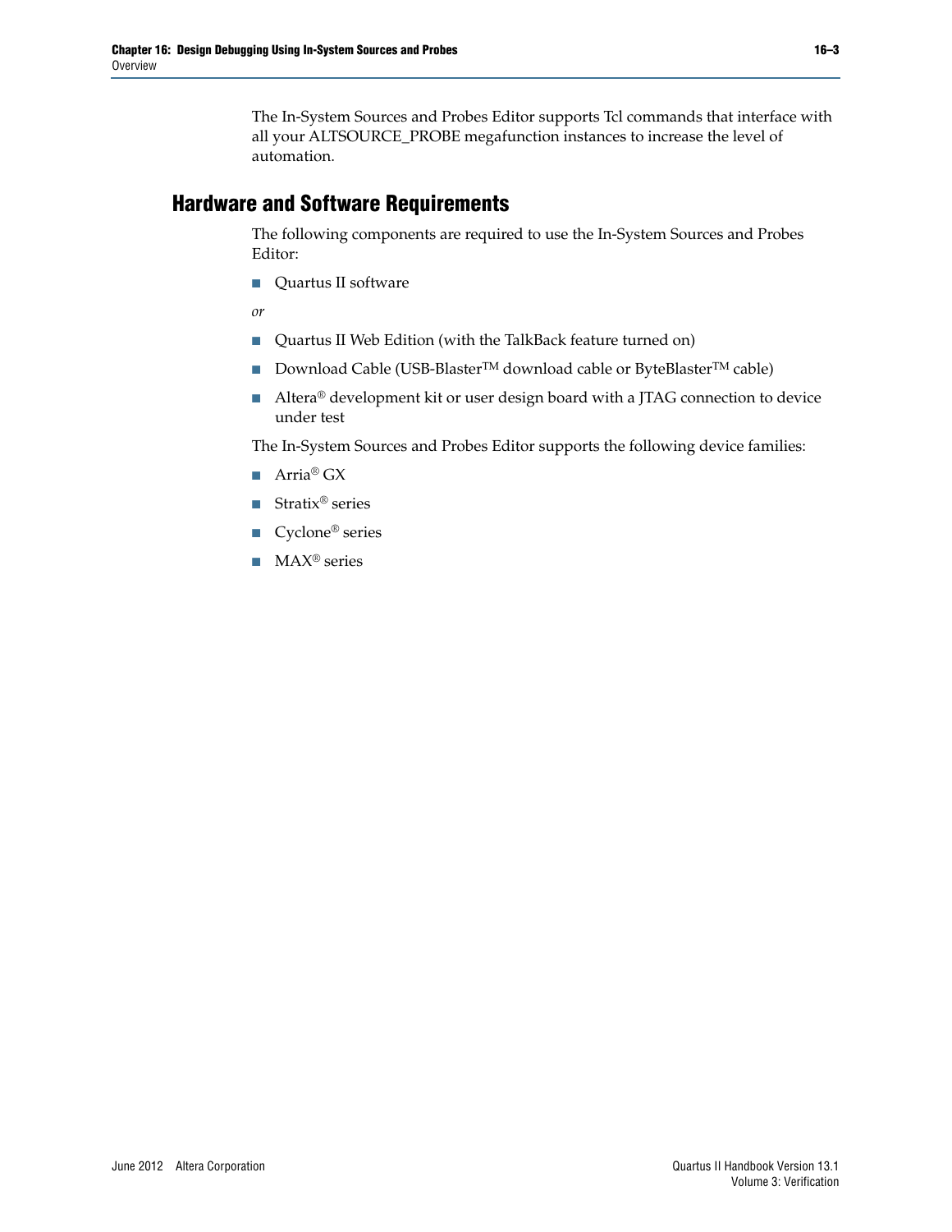The In-System Sources and Probes Editor supports Tcl commands that interface with all your ALTSOURCE_PROBE megafunction instances to increase the level of automation.

## Hardware and Software Requirements

The following components are required to use the In-System Sources and Probes Editor:

- Quartus II software

*or*

- Quartus II Web Edition (with the TalkBack feature turned on)
- Download Cable (USB-Blaster™ download cable or ByteBlaster™ cable)
- Altera® development kit or user design board with a JTAG connection to device under test

The In-System Sources and Probes Editor supports the following device families:

- Arria® GX
- Stratix® series
- Cyclone® series
- MAX® series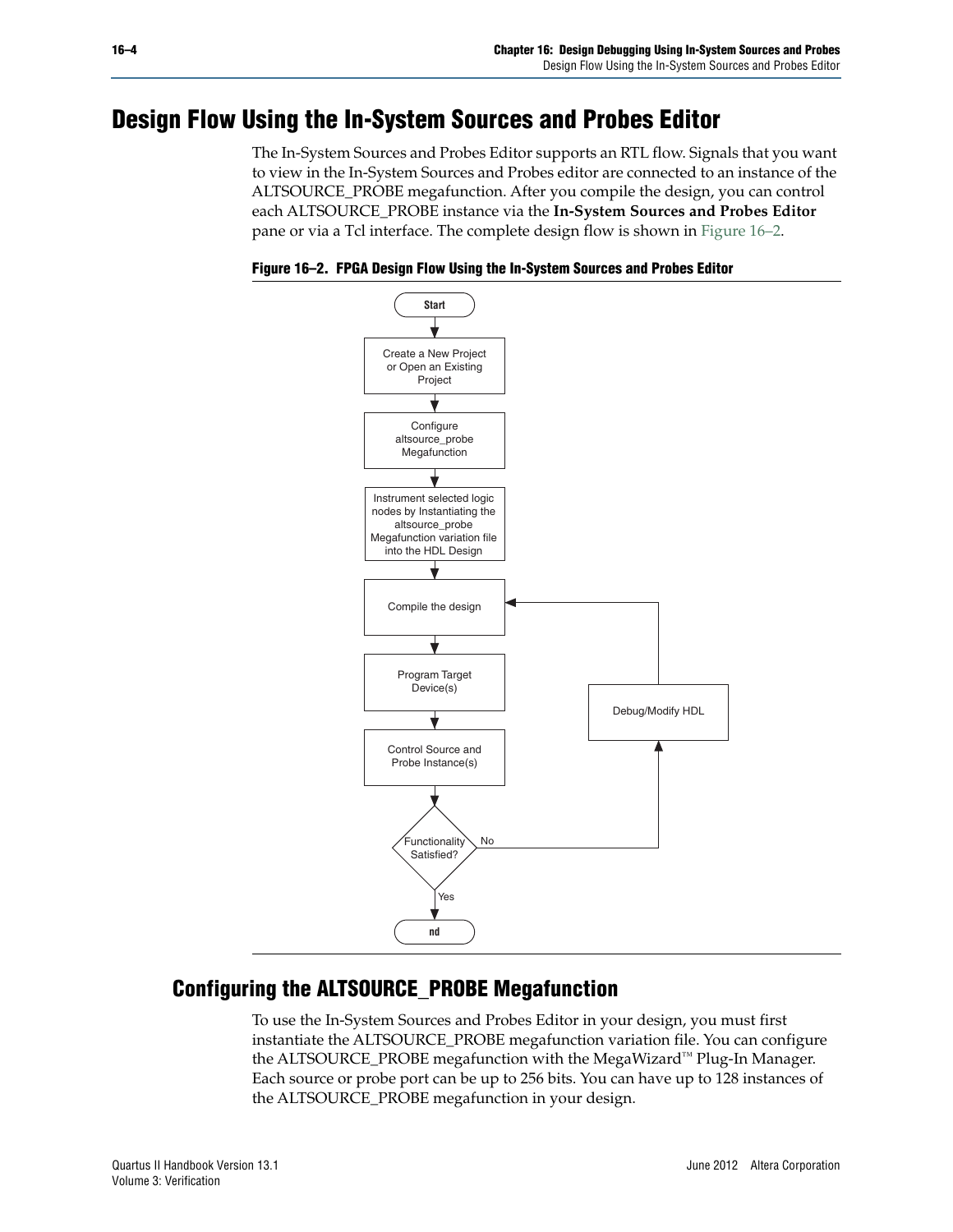# Design Flow Using the In-System Sources and Probes Editor

The In-System Sources and Probes Editor supports an RTL flow. Signals that you want to view in the In-System Sources and Probes editor are connected to an instance of the ALTSOURCE_PROBE megafunction. After you compile the design, you can control each ALTSOURCE_PROBE instance via the **In-System Sources and Probes Editor** pane or via a Tcl interface. The complete design flow is shown in Figure 16–2.

**Figure 16–2. FPGA Design Flow Using the In-System Sources and Probes Editor**

Start → Create a New Project or Open an Existing Project → Configure altsource_probe Megafunction → Instrument selected logic nodes by Instantiating the altsource_probe Megafunction variation file into the HDL Design → Compile the design → Program Target Device(s) → Control Source and Probe Instance(s) → Functionality Satisfied? (No → Debug/Modify HDL → Compile the design; Yes → End)

## Configuring the ALTSOURCE_PROBE Megafunction

To use the In-System Sources and Probes Editor in your design, you must first instantiate the ALTSOURCE_PROBE megafunction variation file. You can configure the ALTSOURCE_PROBE megafunction with the MegaWizard™ Plug-In Manager. Each source or probe port can be up to 256 bits. You can have up to 128 instances of the ALTSOURCE_PROBE megafunction in your design.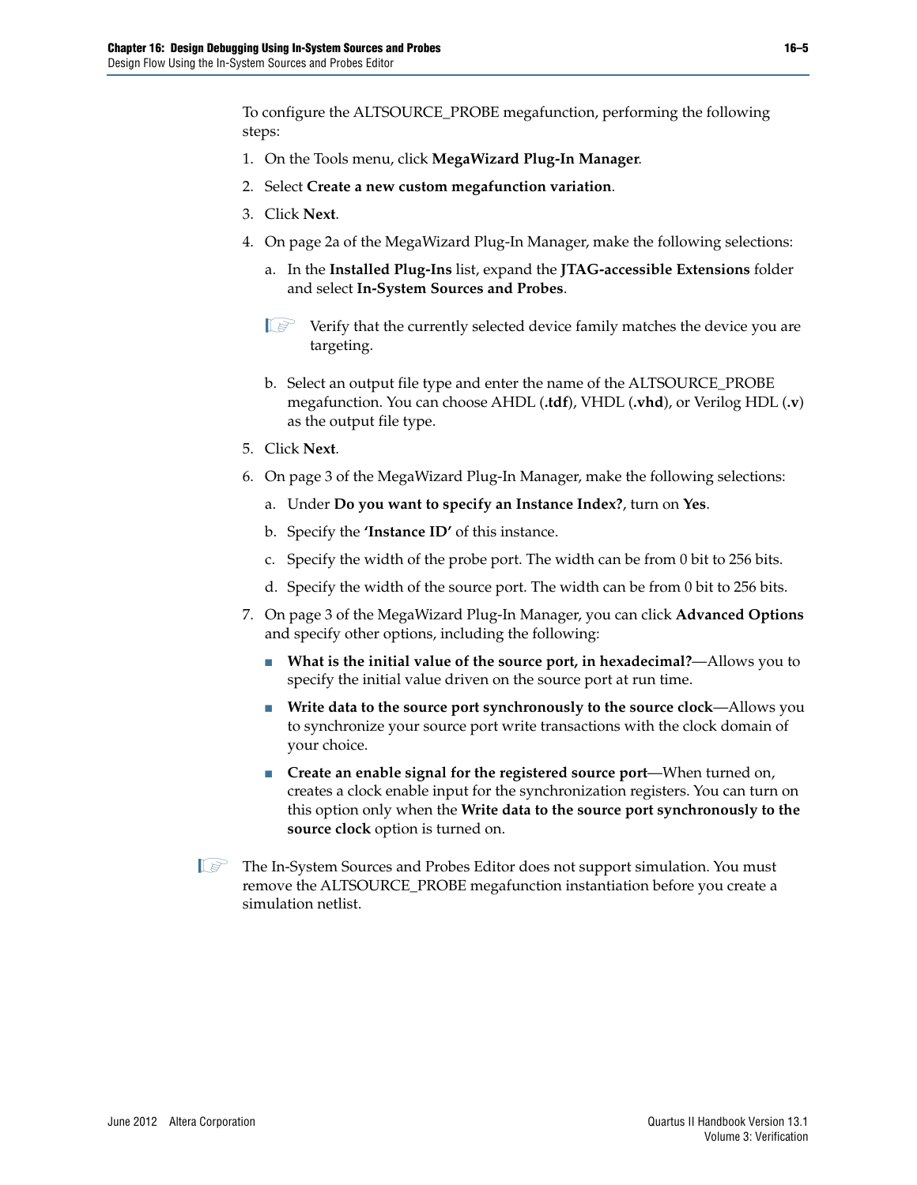To configure the ALTSOURCE_PROBE megafunction, performing the following steps:

1. On the Tools menu, click **MegaWizard Plug-In Manager**.
2. Select **Create a new custom megafunction variation**.
3. Click **Next**.
4. On page 2a of the MegaWizard Plug-In Manager, make the following selections:
   a. In the **Installed Plug-Ins** list, expand the **JTAG-accessible Extensions** folder and select **In-System Sources and Probes**.

      Verify that the currently selected device family matches the device you are targeting.

   b. Select an output file type and enter the name of the ALTSOURCE_PROBE megafunction. You can choose AHDL (**.tdf**), VHDL (**.vhd**), or Verilog HDL (**.v**) as the output file type.
5. Click **Next**.
6. On page 3 of the MegaWizard Plug-In Manager, make the following selections:
   a. Under **Do you want to specify an Instance Index?**, turn on **Yes**.
   b. Specify the **'Instance ID'** of this instance.
   c. Specify the width of the probe port. The width can be from 0 bit to 256 bits.
   d. Specify the width of the source port. The width can be from 0 bit to 256 bits.
7. On page 3 of the MegaWizard Plug-In Manager, you can click **Advanced Options** and specify other options, including the following:
   - **What is the initial value of the source port, in hexadecimal?**—Allows you to specify the initial value driven on the source port at run time.
   - **Write data to the source port synchronously to the source clock**—Allows you to synchronize your source port write transactions with the clock domain of your choice.
   - **Create an enable signal for the registered source port**—When turned on, creates a clock enable input for the synchronization registers. You can turn on this option only when the **Write data to the source port synchronously to the source clock** option is turned on.

The In-System Sources and Probes Editor does not support simulation. You must remove the ALTSOURCE_PROBE megafunction instantiation before you create a simulation netlist.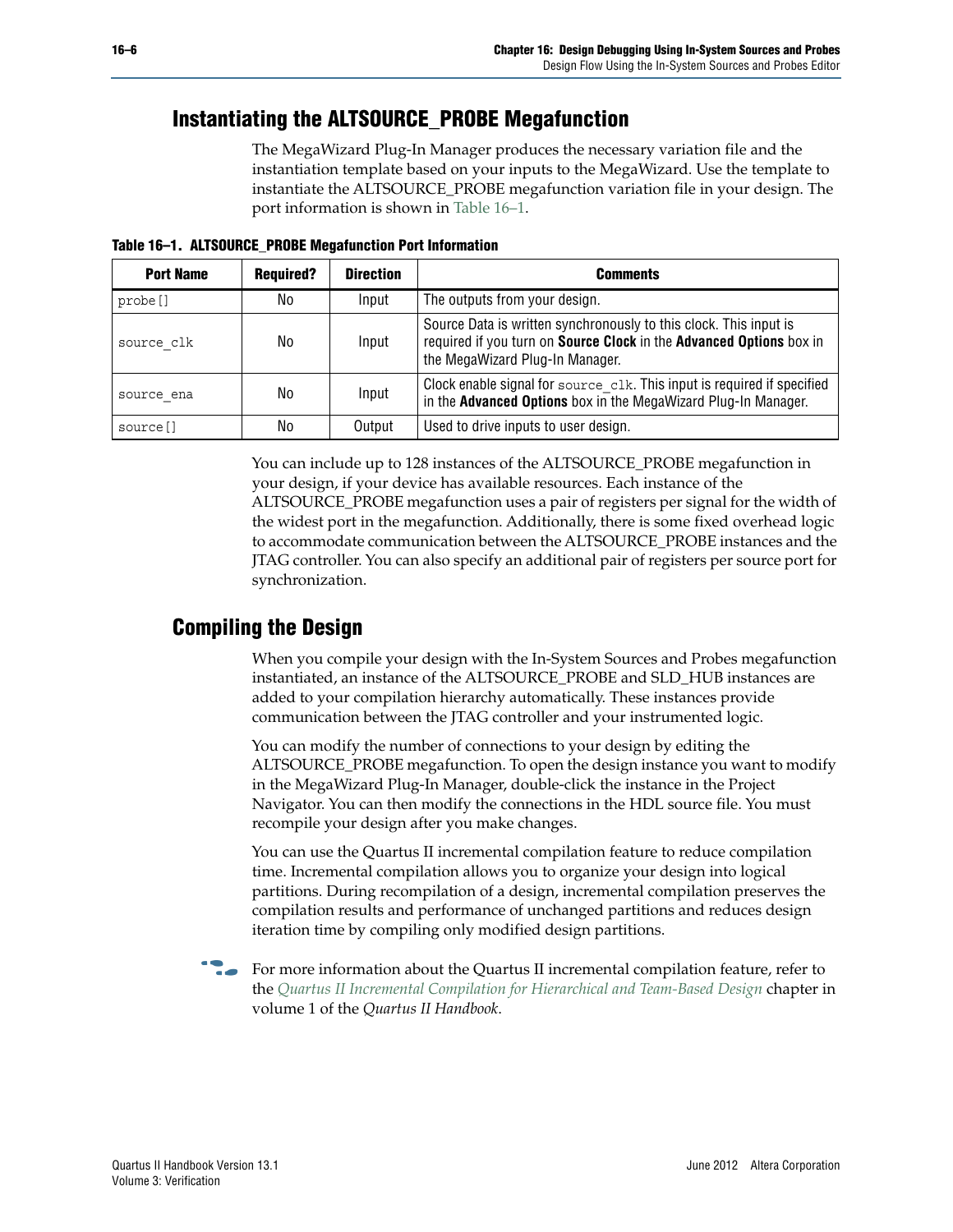## Instantiating the ALTSOURCE_PROBE Megafunction

The MegaWizard Plug-In Manager produces the necessary variation file and the instantiation template based on your inputs to the MegaWizard. Use the template to instantiate the ALTSOURCE_PROBE megafunction variation file in your design. The port information is shown in Table 16–1.

**Table 16–1. ALTSOURCE_PROBE Megafunction Port Information**

| Port Name | Required? | Direction | Comments |
|---|---|---|---|
| `probe[]` | No | Input | The outputs from your design. |
| `source_clk` | No | Input | Source Data is written synchronously to this clock. This input is required if you turn on **Source Clock** in the **Advanced Options** box in the MegaWizard Plug-In Manager. |
| `source_ena` | No | Input | Clock enable signal for `source_clk`. This input is required if specified in the **Advanced Options** box in the MegaWizard Plug-In Manager. |
| `source[]` | No | Output | Used to drive inputs to user design. |

You can include up to 128 instances of the ALTSOURCE_PROBE megafunction in your design, if your device has available resources. Each instance of the ALTSOURCE_PROBE megafunction uses a pair of registers per signal for the width of the widest port in the megafunction. Additionally, there is some fixed overhead logic to accommodate communication between the ALTSOURCE_PROBE instances and the JTAG controller. You can also specify an additional pair of registers per source port for synchronization.

## Compiling the Design

When you compile your design with the In-System Sources and Probes megafunction instantiated, an instance of the ALTSOURCE_PROBE and SLD_HUB instances are added to your compilation hierarchy automatically. These instances provide communication between the JTAG controller and your instrumented logic.

You can modify the number of connections to your design by editing the ALTSOURCE_PROBE megafunction. To open the design instance you want to modify in the MegaWizard Plug-In Manager, double-click the instance in the Project Navigator. You can then modify the connections in the HDL source file. You must recompile your design after you make changes.

You can use the Quartus II incremental compilation feature to reduce compilation time. Incremental compilation allows you to organize your design into logical partitions. During recompilation of a design, incremental compilation preserves the compilation results and performance of unchanged partitions and reduces design iteration time by compiling only modified design partitions.

For more information about the Quartus II incremental compilation feature, refer to the *Quartus II Incremental Compilation for Hierarchical and Team-Based Design* chapter in volume 1 of the *Quartus II Handbook*.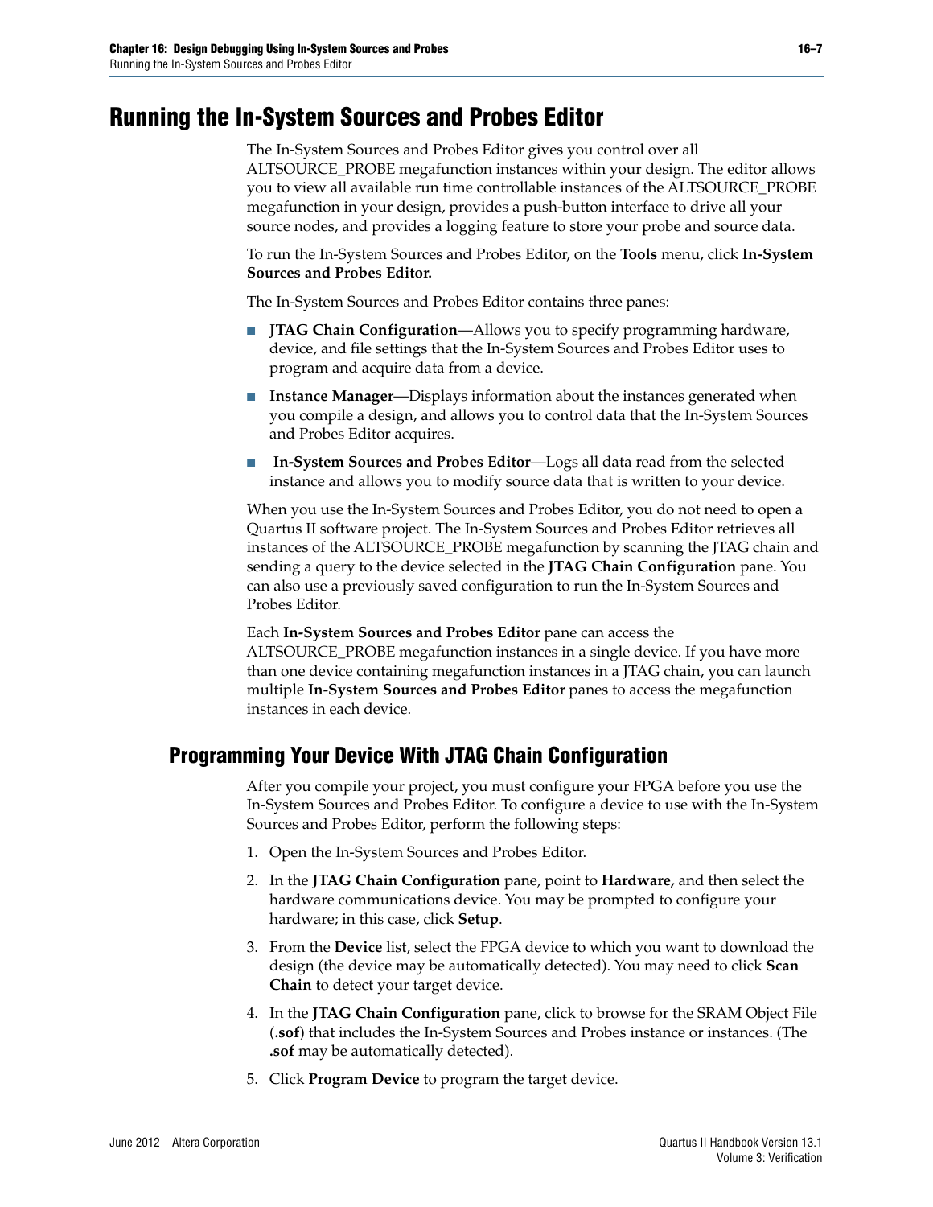## Running the In-System Sources and Probes Editor

The In-System Sources and Probes Editor gives you control over all ALTSOURCE_PROBE megafunction instances within your design. The editor allows you to view all available run time controllable instances of the ALTSOURCE_PROBE megafunction in your design, provides a push-button interface to drive all your source nodes, and provides a logging feature to store your probe and source data.

To run the In-System Sources and Probes Editor, on the **Tools** menu, click **In-System Sources and Probes Editor.**

The In-System Sources and Probes Editor contains three panes:

- **JTAG Chain Configuration**—Allows you to specify programming hardware, device, and file settings that the In-System Sources and Probes Editor uses to program and acquire data from a device.
- **Instance Manager**—Displays information about the instances generated when you compile a design, and allows you to control data that the In-System Sources and Probes Editor acquires.
- **In-System Sources and Probes Editor**—Logs all data read from the selected instance and allows you to modify source data that is written to your device.

When you use the In-System Sources and Probes Editor, you do not need to open a Quartus II software project. The In-System Sources and Probes Editor retrieves all instances of the ALTSOURCE_PROBE megafunction by scanning the JTAG chain and sending a query to the device selected in the **JTAG Chain Configuration** pane. You can also use a previously saved configuration to run the In-System Sources and Probes Editor.

Each **In-System Sources and Probes Editor** pane can access the ALTSOURCE_PROBE megafunction instances in a single device. If you have more than one device containing megafunction instances in a JTAG chain, you can launch multiple **In-System Sources and Probes Editor** panes to access the megafunction instances in each device.

### Programming Your Device With JTAG Chain Configuration

After you compile your project, you must configure your FPGA before you use the In-System Sources and Probes Editor. To configure a device to use with the In-System Sources and Probes Editor, perform the following steps:

1. Open the In-System Sources and Probes Editor.
2. In the **JTAG Chain Configuration** pane, point to **Hardware,** and then select the hardware communications device. You may be prompted to configure your hardware; in this case, click **Setup**.
3. From the **Device** list, select the FPGA device to which you want to download the design (the device may be automatically detected). You may need to click **Scan Chain** to detect your target device.
4. In the **JTAG Chain Configuration** pane, click to browse for the SRAM Object File (**.sof**) that includes the In-System Sources and Probes instance or instances. (The **.sof** may be automatically detected).
5. Click **Program Device** to program the target device.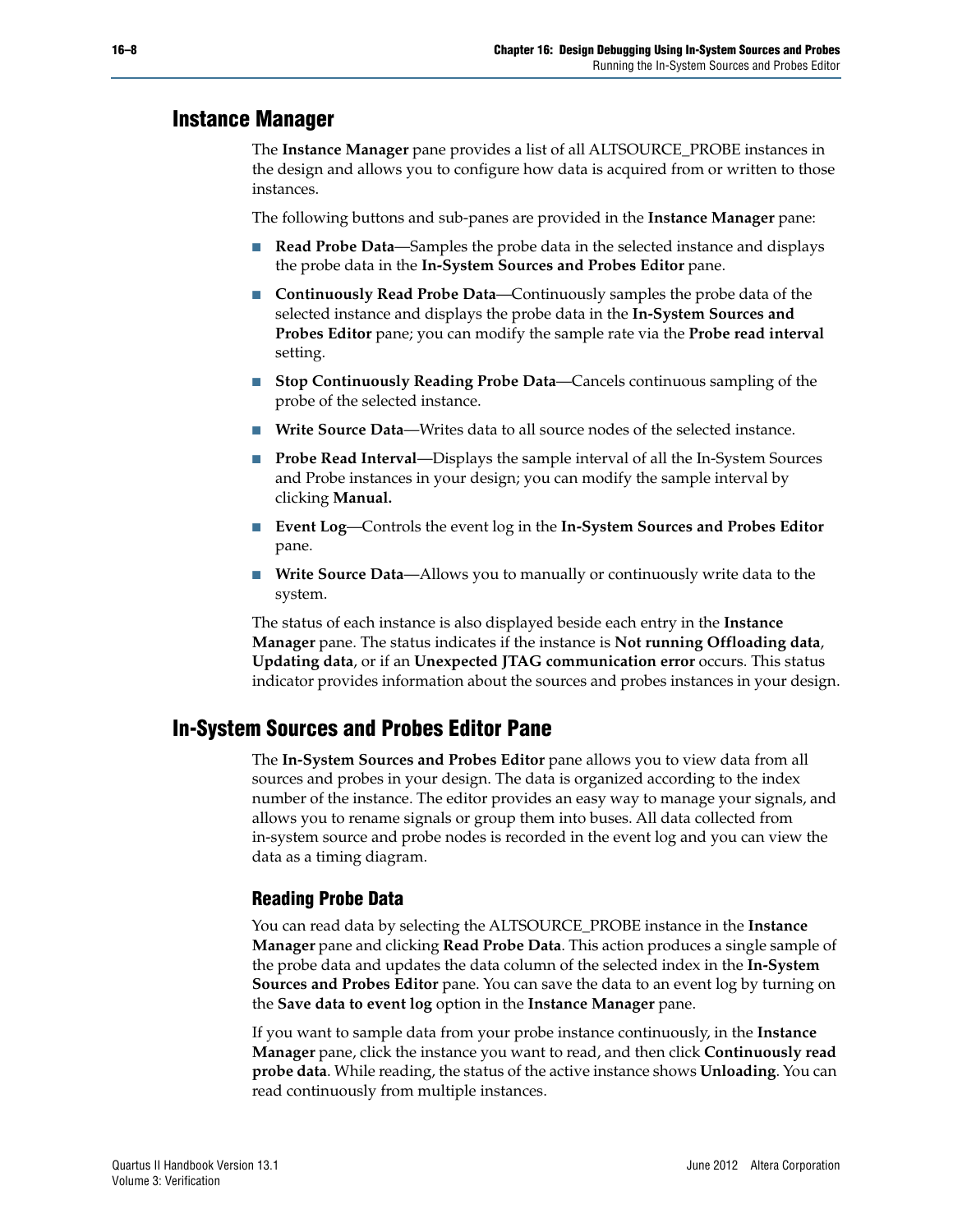## Instance Manager

The **Instance Manager** pane provides a list of all ALTSOURCE_PROBE instances in the design and allows you to configure how data is acquired from or written to those instances.

The following buttons and sub-panes are provided in the **Instance Manager** pane:

- **Read Probe Data**—Samples the probe data in the selected instance and displays the probe data in the **In-System Sources and Probes Editor** pane.
- **Continuously Read Probe Data**—Continuously samples the probe data of the selected instance and displays the probe data in the **In-System Sources and Probes Editor** pane; you can modify the sample rate via the **Probe read interval** setting.
- **Stop Continuously Reading Probe Data**—Cancels continuous sampling of the probe of the selected instance.
- **Write Source Data**—Writes data to all source nodes of the selected instance.
- **Probe Read Interval**—Displays the sample interval of all the In-System Sources and Probe instances in your design; you can modify the sample interval by clicking **Manual.**
- **Event Log—**Controls the event log in the **In-System Sources and Probes Editor** pane.
- **Write Source Data—**Allows you to manually or continuously write data to the system.

The status of each instance is also displayed beside each entry in the **Instance Manager** pane. The status indicates if the instance is **Not running Offloading data**, **Updating data**, or if an **Unexpected JTAG communication error** occurs. This status indicator provides information about the sources and probes instances in your design.

## In-System Sources and Probes Editor Pane

The **In-System Sources and Probes Editor** pane allows you to view data from all sources and probes in your design. The data is organized according to the index number of the instance. The editor provides an easy way to manage your signals, and allows you to rename signals or group them into buses. All data collected from in-system source and probe nodes is recorded in the event log and you can view the data as a timing diagram.

### Reading Probe Data

You can read data by selecting the ALTSOURCE_PROBE instance in the **Instance Manager** pane and clicking **Read Probe Data**. This action produces a single sample of the probe data and updates the data column of the selected index in the **In-System Sources and Probes Editor** pane. You can save the data to an event log by turning on the **Save data to event log** option in the **Instance Manager** pane.

If you want to sample data from your probe instance continuously, in the **Instance Manager** pane, click the instance you want to read, and then click **Continuously read probe data**. While reading, the status of the active instance shows **Unloading**. You can read continuously from multiple instances.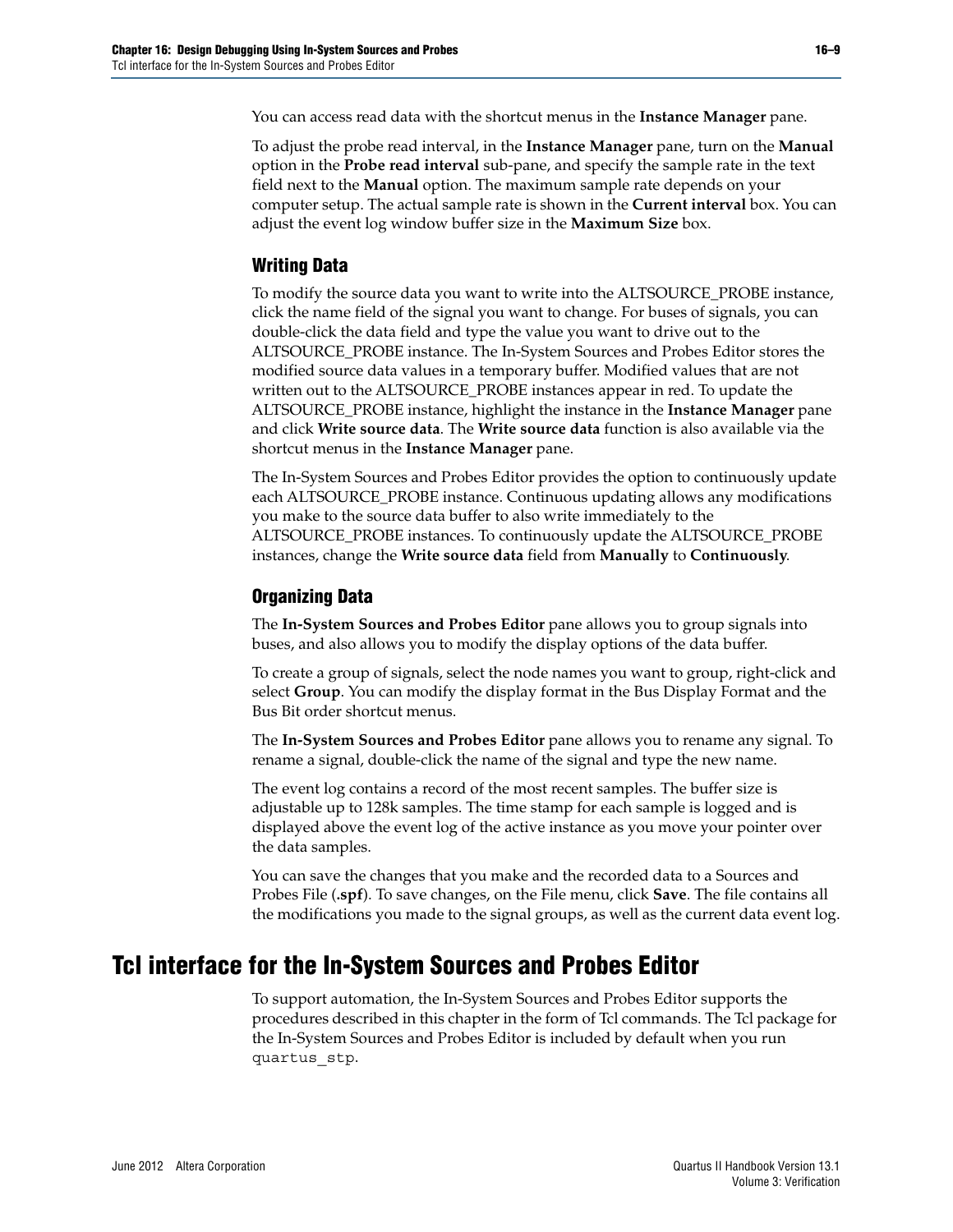You can access read data with the shortcut menus in the **Instance Manager** pane.

To adjust the probe read interval, in the **Instance Manager** pane, turn on the **Manual** option in the **Probe read interval** sub-pane, and specify the sample rate in the text field next to the **Manual** option. The maximum sample rate depends on your computer setup. The actual sample rate is shown in the **Current interval** box. You can adjust the event log window buffer size in the **Maximum Size** box.

### Writing Data

To modify the source data you want to write into the ALTSOURCE_PROBE instance, click the name field of the signal you want to change. For buses of signals, you can double-click the data field and type the value you want to drive out to the ALTSOURCE_PROBE instance. The In-System Sources and Probes Editor stores the modified source data values in a temporary buffer. Modified values that are not written out to the ALTSOURCE_PROBE instances appear in red. To update the ALTSOURCE_PROBE instance, highlight the instance in the **Instance Manager** pane and click **Write source data**. The **Write source data** function is also available via the shortcut menus in the **Instance Manager** pane.

The In-System Sources and Probes Editor provides the option to continuously update each ALTSOURCE_PROBE instance. Continuous updating allows any modifications you make to the source data buffer to also write immediately to the ALTSOURCE_PROBE instances. To continuously update the ALTSOURCE_PROBE instances, change the **Write source data** field from **Manually** to **Continuously**.

### Organizing Data

The **In-System Sources and Probes Editor** pane allows you to group signals into buses, and also allows you to modify the display options of the data buffer.

To create a group of signals, select the node names you want to group, right-click and select **Group**. You can modify the display format in the Bus Display Format and the Bus Bit order shortcut menus.

The **In-System Sources and Probes Editor** pane allows you to rename any signal. To rename a signal, double-click the name of the signal and type the new name.

The event log contains a record of the most recent samples. The buffer size is adjustable up to 128k samples. The time stamp for each sample is logged and is displayed above the event log of the active instance as you move your pointer over the data samples.

You can save the changes that you make and the recorded data to a Sources and Probes File (**.spf**). To save changes, on the File menu, click **Save**. The file contains all the modifications you made to the signal groups, as well as the current data event log.

## Tcl interface for the In-System Sources and Probes Editor

To support automation, the In-System Sources and Probes Editor supports the procedures described in this chapter in the form of Tcl commands. The Tcl package for the In-System Sources and Probes Editor is included by default when you run `quartus_stp`.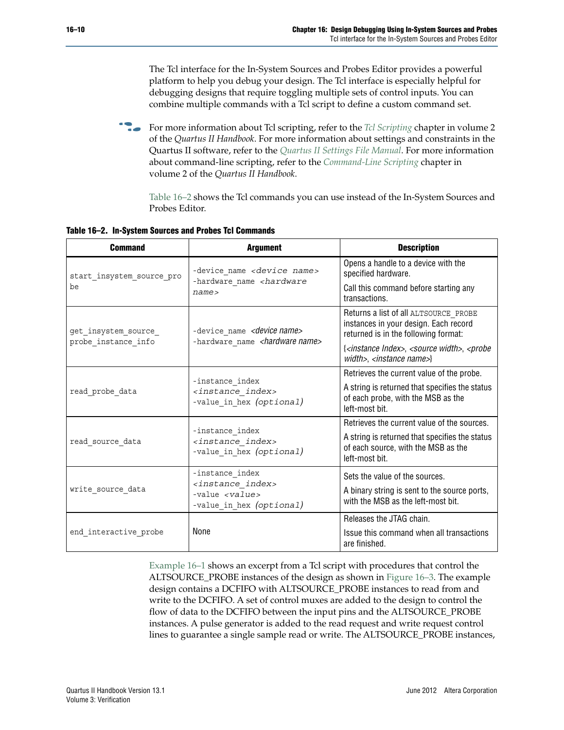The Tcl interface for the In-System Sources and Probes Editor provides a powerful platform to help you debug your design. The Tcl interface is especially helpful for debugging designs that require toggling multiple sets of control inputs. You can combine multiple commands with a Tcl script to define a custom command set.

For more information about Tcl scripting, refer to the *Tcl Scripting* chapter in volume 2 of the *Quartus II Handbook*. For more information about settings and constraints in the Quartus II software, refer to the *Quartus II Settings File Manual*. For more information about command-line scripting, refer to the *Command-Line Scripting* chapter in volume 2 of the *Quartus II Handbook*.

Table 16–2 shows the Tcl commands you can use instead of the In-System Sources and Probes Editor.

**Table 16–2. In-System Sources and Probes Tcl Commands**

| Command | Argument | Description |
|---|---|---|
| `start_insystem_source_probe` | `-device_name <device name>` `-hardware_name <hardware name>` | Opens a handle to a device with the specified hardware. Call this command before starting any transactions. |
| `get_insystem_source_probe_instance_info` | `-device_name <device name>` `-hardware_name <hardware name>` | Returns a list of all ALTSOURCE_PROBE instances in your design. Each record returned is in the following format: {*<instance Index>*, *<source width>*, *<probe width>*, *<instance name>*} |
| `read_probe_data` | `-instance_index <instance_index>` `-value_in_hex (optional)` | Retrieves the current value of the probe. A string is returned that specifies the status of each probe, with the MSB as the left-most bit. |
| `read_source_data` | `-instance_index <instance_index>` `-value_in_hex (optional)` | Retrieves the current value of the sources. A string is returned that specifies the status of each source, with the MSB as the left-most bit. |
| `write_source_data` | `-instance_index <instance_index>` `-value <value>` `-value_in_hex (optional)` | Sets the value of the sources. A binary string is sent to the source ports, with the MSB as the left-most bit. |
| `end_interactive_probe` | None | Releases the JTAG chain. Issue this command when all transactions are finished. |

Example 16–1 shows an excerpt from a Tcl script with procedures that control the ALTSOURCE_PROBE instances of the design as shown in Figure 16–3. The example design contains a DCFIFO with ALTSOURCE_PROBE instances to read from and write to the DCFIFO. A set of control muxes are added to the design to control the flow of data to the DCFIFO between the input pins and the ALTSOURCE_PROBE instances. A pulse generator is added to the read request and write request control lines to guarantee a single sample read or write. The ALTSOURCE_PROBE instances,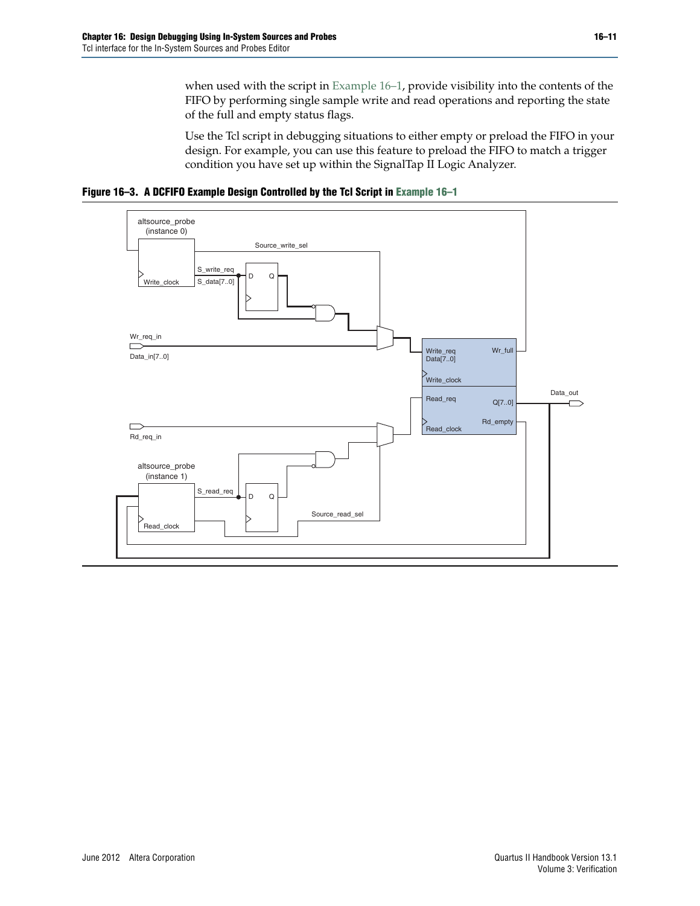when used with the script in Example 16–1, provide visibility into the contents of the FIFO by performing single sample write and read operations and reporting the state of the full and empty status flags.

Use the Tcl script in debugging situations to either empty or preload the FIFO in your design. For example, you can use this feature to preload the FIFO to match a trigger condition you have set up within the SignalTap II Logic Analyzer.

**Figure 16–3. A DCFIFO Example Design Controlled by the Tcl Script in Example 16–1**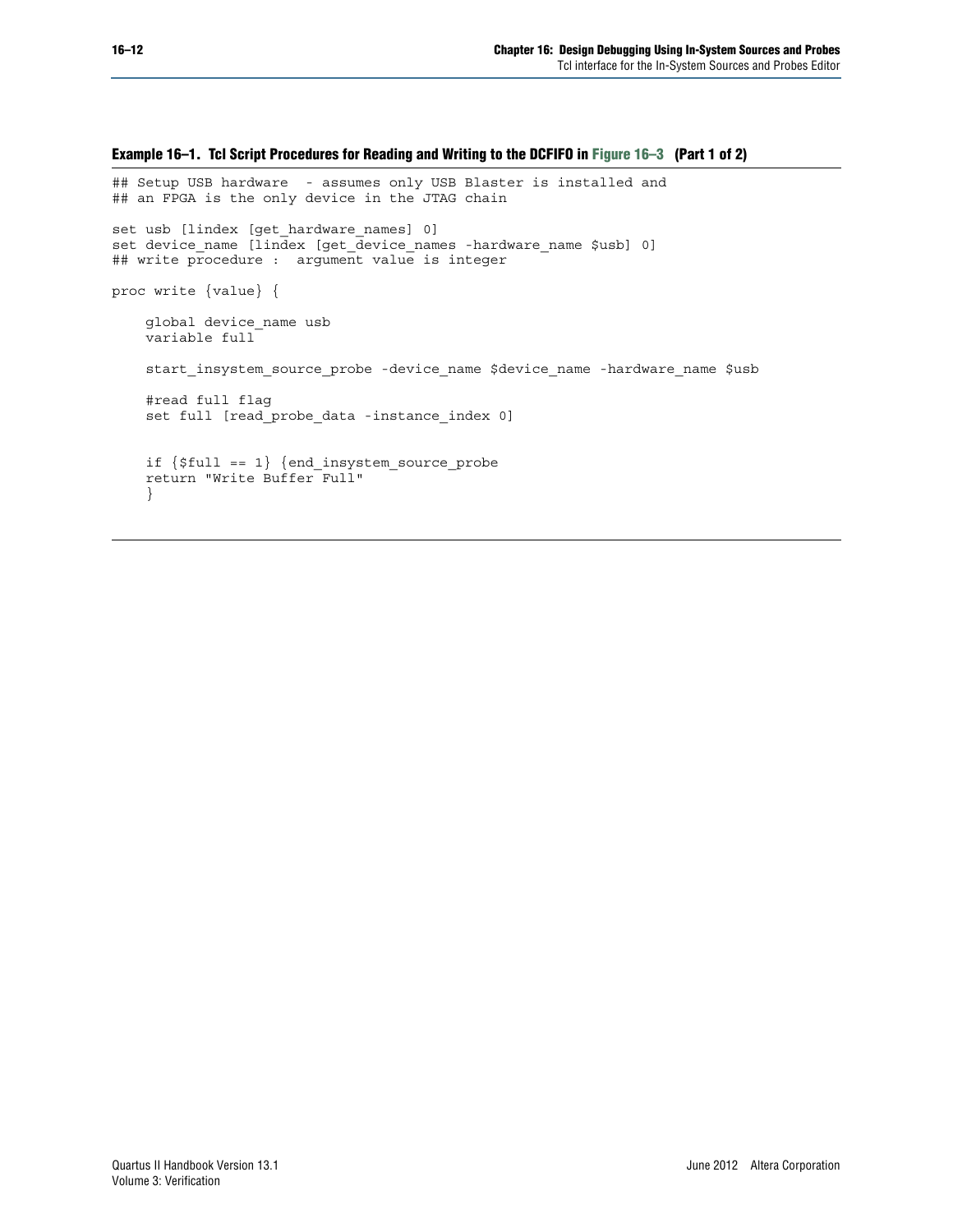**Example 16–1. Tcl Script Procedures for Reading and Writing to the DCFIFO in Figure 16–3 (Part 1 of 2)**

```
## Setup USB hardware  - assumes only USB Blaster is installed and
## an FPGA is the only device in the JTAG chain

set usb [lindex [get_hardware_names] 0]
set device_name [lindex [get_device_names -hardware_name $usb] 0]
## write procedure :  argument value is integer

proc write {value} {

    global device_name usb
    variable full

    start_insystem_source_probe -device_name $device_name -hardware_name $usb

    #read full flag
    set full [read_probe_data -instance_index 0]


    if {$full == 1} {end_insystem_source_probe
    return "Write Buffer Full"
    }
```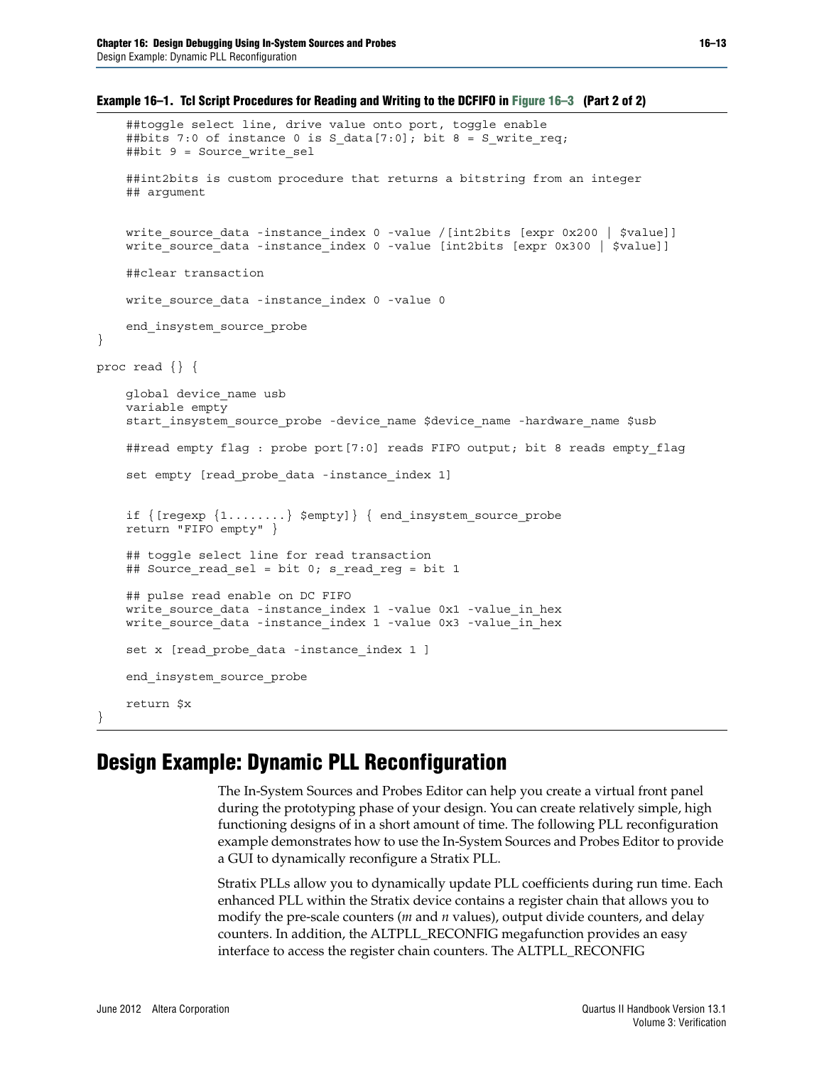**Example 16–1. Tcl Script Procedures for Reading and Writing to the DCFIFO in Figure 16–3 (Part 2 of 2)**

```
    ##toggle select line, drive value onto port, toggle enable
    ##bits 7:0 of instance 0 is S_data[7:0]; bit 8 = S_write_req;
    ##bit 9 = Source_write_sel

    ##int2bits is custom procedure that returns a bitstring from an integer
    ## argument


    write_source_data -instance_index 0 -value /[int2bits [expr 0x200 | $value]]
    write_source_data -instance_index 0 -value [int2bits [expr 0x300 | $value]]

    ##clear transaction

    write_source_data -instance_index 0 -value 0

    end_insystem_source_probe
}

proc read {} {

    global device_name usb
    variable empty
    start_insystem_source_probe -device_name $device_name -hardware_name $usb

    ##read empty flag : probe port[7:0] reads FIFO output; bit 8 reads empty_flag

    set empty [read_probe_data -instance_index 1]


    if {[regexp {1........} $empty]} { end_insystem_source_probe
    return "FIFO empty" }

    ## toggle select line for read transaction
    ## Source_read_sel = bit 0; s_read_reg = bit 1

    ## pulse read enable on DC FIFO
    write_source_data -instance_index 1 -value 0x1 -value_in_hex
    write_source_data -instance_index 1 -value 0x3 -value_in_hex

    set x [read_probe_data -instance_index 1 ]

    end_insystem_source_probe

    return $x
}
```

# Design Example: Dynamic PLL Reconfiguration

The In-System Sources and Probes Editor can help you create a virtual front panel during the prototyping phase of your design. You can create relatively simple, high functioning designs of in a short amount of time. The following PLL reconfiguration example demonstrates how to use the In-System Sources and Probes Editor to provide a GUI to dynamically reconfigure a Stratix PLL.

Stratix PLLs allow you to dynamically update PLL coefficients during run time. Each enhanced PLL within the Stratix device contains a register chain that allows you to modify the pre-scale counters (*m* and *n* values), output divide counters, and delay counters. In addition, the ALTPLL_RECONFIG megafunction provides an easy interface to access the register chain counters. The ALTPLL_RECONFIG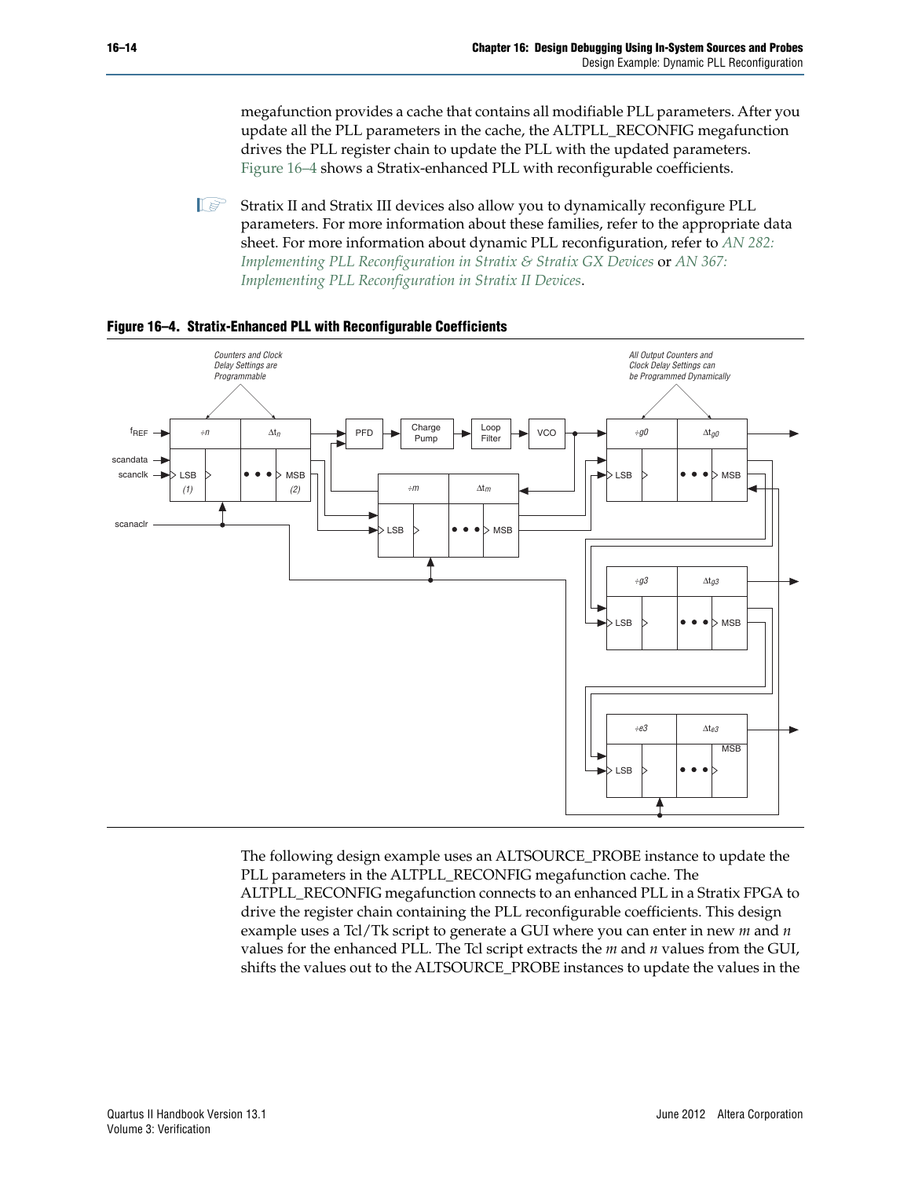megafunction provides a cache that contains all modifiable PLL parameters. After you update all the PLL parameters in the cache, the ALTPLL_RECONFIG megafunction drives the PLL register chain to update the PLL with the updated parameters. Figure 16–4 shows a Stratix-enhanced PLL with reconfigurable coefficients.

Stratix II and Stratix III devices also allow you to dynamically reconfigure PLL parameters. For more information about these families, refer to the appropriate data sheet. For more information about dynamic PLL reconfiguration, refer to *AN 282: Implementing PLL Reconfiguration in Stratix & Stratix GX Devices* or *AN 367: Implementing PLL Reconfiguration in Stratix II Devices*.

**Figure 16–4. Stratix-Enhanced PLL with Reconfigurable Coefficients**

The following design example uses an ALTSOURCE_PROBE instance to update the PLL parameters in the ALTPLL_RECONFIG megafunction cache. The ALTPLL_RECONFIG megafunction connects to an enhanced PLL in a Stratix FPGA to drive the register chain containing the PLL reconfigurable coefficients. This design example uses a Tcl/Tk script to generate a GUI where you can enter in new *m* and *n* values for the enhanced PLL. The Tcl script extracts the *m* and *n* values from the GUI, shifts the values out to the ALTSOURCE_PROBE instances to update the values in the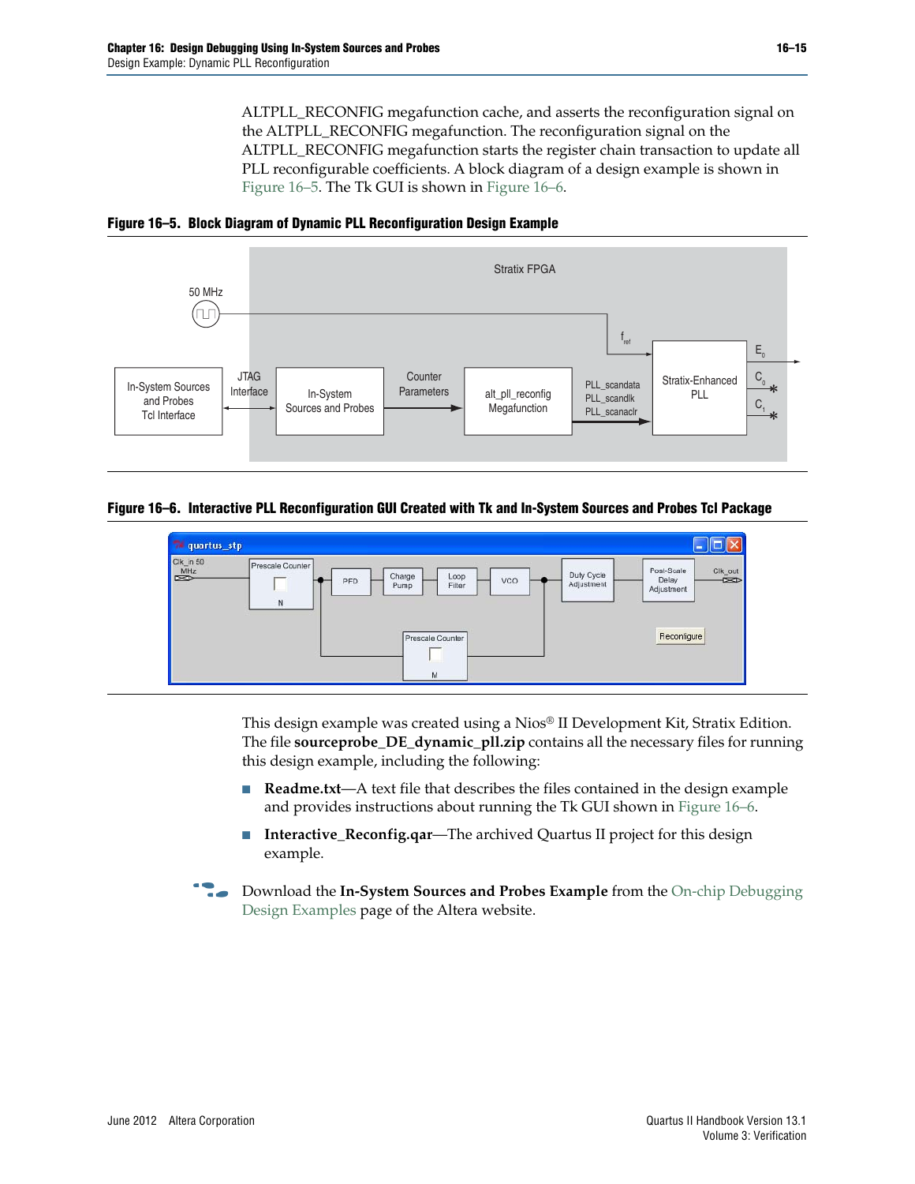ALTPLL_RECONFIG megafunction cache, and asserts the reconfiguration signal on the ALTPLL_RECONFIG megafunction. The reconfiguration signal on the ALTPLL_RECONFIG megafunction starts the register chain transaction to update all PLL reconfigurable coefficients. A block diagram of a design example is shown in Figure 16–5. The Tk GUI is shown in Figure 16–6.

**Figure 16–5. Block Diagram of Dynamic PLL Reconfiguration Design Example**

**Figure 16–6. Interactive PLL Reconfiguration GUI Created with Tk and In-System Sources and Probes Tcl Package**

This design example was created using a Nios® II Development Kit, Stratix Edition. The file **sourceprobe_DE_dynamic_pll.zip** contains all the necessary files for running this design example, including the following:

- **Readme.txt**—A text file that describes the files contained in the design example and provides instructions about running the Tk GUI shown in Figure 16–6.
- **Interactive_Reconfig.qar**—The archived Quartus II project for this design example.

Download the **In-System Sources and Probes Example** from the On-chip Debugging Design Examples page of the Altera website.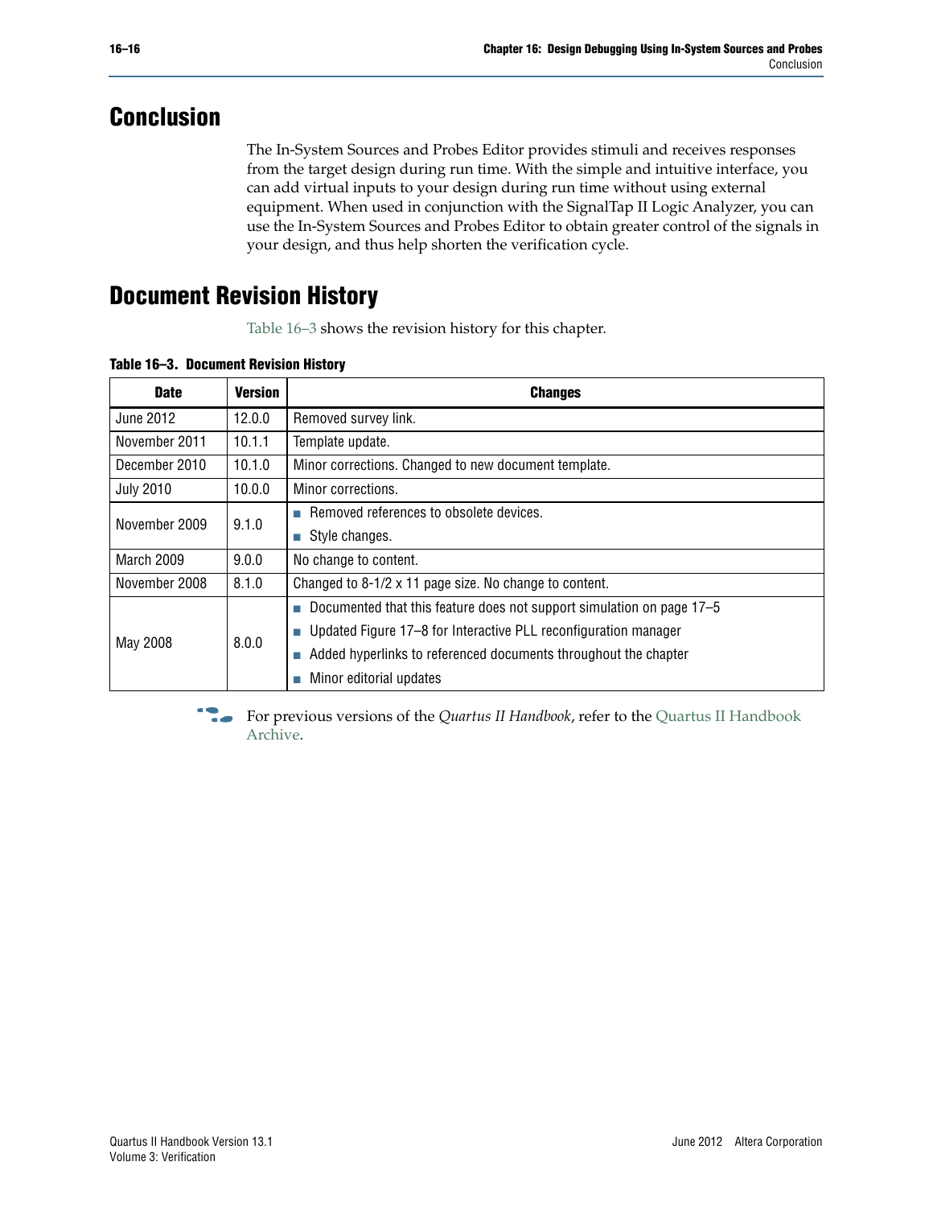## Conclusion

The In-System Sources and Probes Editor provides stimuli and receives responses from the target design during run time. With the simple and intuitive interface, you can add virtual inputs to your design during run time without using external equipment. When used in conjunction with the SignalTap II Logic Analyzer, you can use the In-System Sources and Probes Editor to obtain greater control of the signals in your design, and thus help shorten the verification cycle.

## Document Revision History

Table 16–3 shows the revision history for this chapter.

**Table 16–3. Document Revision History**

| Date | Version | Changes |
|---|---|---|
| June 2012 | 12.0.0 | Removed survey link. |
| November 2011 | 10.1.1 | Template update. |
| December 2010 | 10.1.0 | Minor corrections. Changed to new document template. |
| July 2010 | 10.0.0 | Minor corrections. |
| November 2009 | 9.1.0 | ■ Removed references to obsolete devices.<br>■ Style changes. |
| March 2009 | 9.0.0 | No change to content. |
| November 2008 | 8.1.0 | Changed to 8-1/2 x 11 page size. No change to content. |
| May 2008 | 8.0.0 | ■ Documented that this feature does not support simulation on page 17–5<br>■ Updated Figure 17–8 for Interactive PLL reconfiguration manager<br>■ Added hyperlinks to referenced documents throughout the chapter<br>■ Minor editorial updates |

For previous versions of the *Quartus II Handbook*, refer to the Quartus II Handbook Archive.